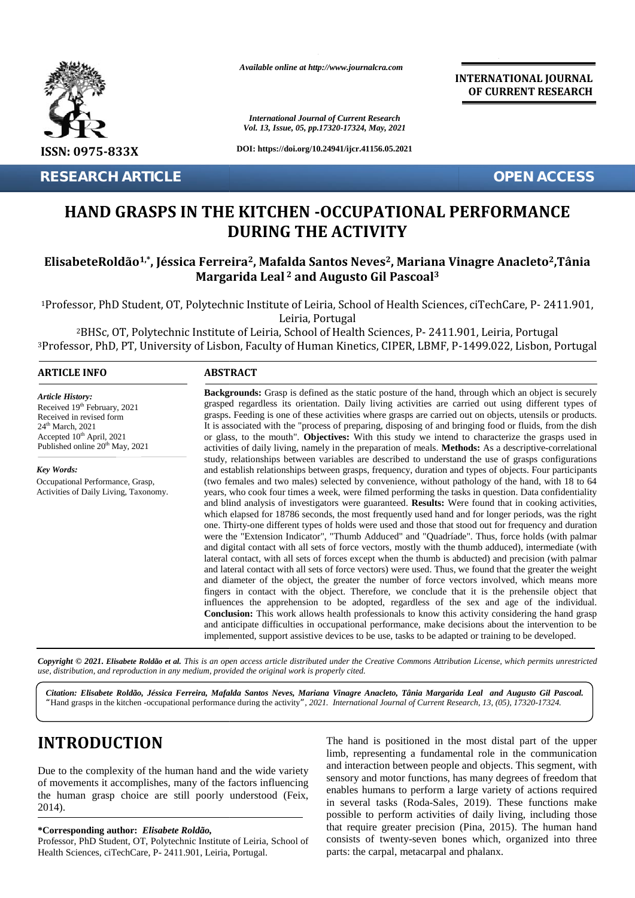# HAND GRASPS IN THE KITCHEN -OCCUPATIONAL PERFORMANCE DURING THE ACTIVITY

**ElisabeteRoldão[1,*], Jéssica Ferreira[2], Mafalda Santos Neves[2], Mariana Vinagre Anacleto[2], Tânia Margarida Leal[2] and Augusto Gil Pascoal[3]**

[1]Professor, PhD Student, OT, Polytechnic Institute of Leiria, School of Health Sciences, ciTechCare, P- 2411.901, Leiria, Portugal

[2]BHSc, OT, Polytechnic Institute of Leiria, School of Health Sciences, P- 2411.901, Leiria, Portugal

[3]Professor, PhD, PT, University of Lisbon, Faculty of Human Kinetics, CIPER, LBMF, P-1499.022, Lisbon, Portugal

## ARTICLE INFO

*Article History:*

Received 19th February, 2021
Received in revised form 24th March, 2021
Accepted 10th April, 2021
Published online 20th May, 2021

*Key Words:*

Occupational Performance, Grasp, Activities of Daily Living, Taxonomy.

## ABSTRACT

**Backgrounds:** Grasp is defined as the static posture of the hand, through which an object is securely grasped regardless its orientation. Daily living activities are carried out using different types of grasps. Feeding is one of these activities where grasps are carried out on objects, utensils or products. It is associated with the "process of preparing, disposing of and bringing food or fluids, from the dish or glass, to the mouth". **Objectives:** With this study we intend to characterize the grasps used in activities of daily living, namely in the preparation of meals. **Methods:** As a descriptive-correlational study, relationships between variables are described to understand the use of grasps configurations and establish relationships between grasps, frequency, duration and types of objects. Four participants (two females and two males) selected by convenience, without pathology of the hand, with 18 to 64 years, who cook four times a week, were filmed performing the tasks in question. Data confidentiality and blind analysis of investigators were guaranteed. **Results:** Were found that in cooking activities, which elapsed for 18786 seconds, the most frequently used hand and for longer periods, was the right one. Thirty-one different types of holds were used and those that stood out for frequency and duration were the "Extension Indicator", "Thumb Adduced" and "Quadríade". Thus, force holds (with palmar and digital contact with all sets of force vectors, mostly with the thumb adduced), intermediate (with lateral contact, with all sets of forces except when the thumb is abducted) and precision (with palmar and lateral contact with all sets of force vectors) were used. Thus, we found that the greater the weight and diameter of the object, the greater the number of force vectors involved, which means more fingers in contact with the object. Therefore, we conclude that it is the prehensile object that influences the apprehension to be adopted, regardless of the sex and age of the individual. **Conclusion:** This work allows health professionals to know this activity considering the hand grasp and anticipate difficulties in occupational performance, make decisions about the intervention to be implemented, support assistive devices to be use, tasks to be adapted or training to be developed.

*Copyright © 2021. Elisabete Roldão et al. This is an open access article distributed under the Creative Commons Attribution License, which permits unrestricted use, distribution, and reproduction in any medium, provided the original work is properly cited.*

***Citation: Elisabete Roldão, Jéssica Ferreira, Mafalda Santos Neves, Mariana Vinagre Anacleto, Tânia Margarida Leal and Augusto Gil Pascoal.*** "Hand grasps in the kitchen -occupational performance during the activity", *2021. International Journal of Current Research, 13, (05), 17320-17324.*

# INTRODUCTION

Due to the complexity of the human hand and the wide variety of movements it accomplishes, many of the factors influencing the human grasp choice are still poorly understood (Feix, 2014).

The hand is positioned in the most distal part of the upper limb, representing a fundamental role in the communication and interaction between people and objects. This segment, with sensory and motor functions, has many degrees of freedom that enables humans to perform a large variety of actions required in several tasks (Roda-Sales, 2019). These functions make possible to perform activities of daily living, including those that require greater precision (Pina, 2015). The human hand consists of twenty-seven bones which, organized into three parts: the carpal, metacarpal and phalanx.

**\*Corresponding author:** ***Elisabete Roldão,***
Professor, PhD Student, OT, Polytechnic Institute of Leiria, School of Health Sciences, ciTechCare, P- 2411.901, Leiria, Portugal.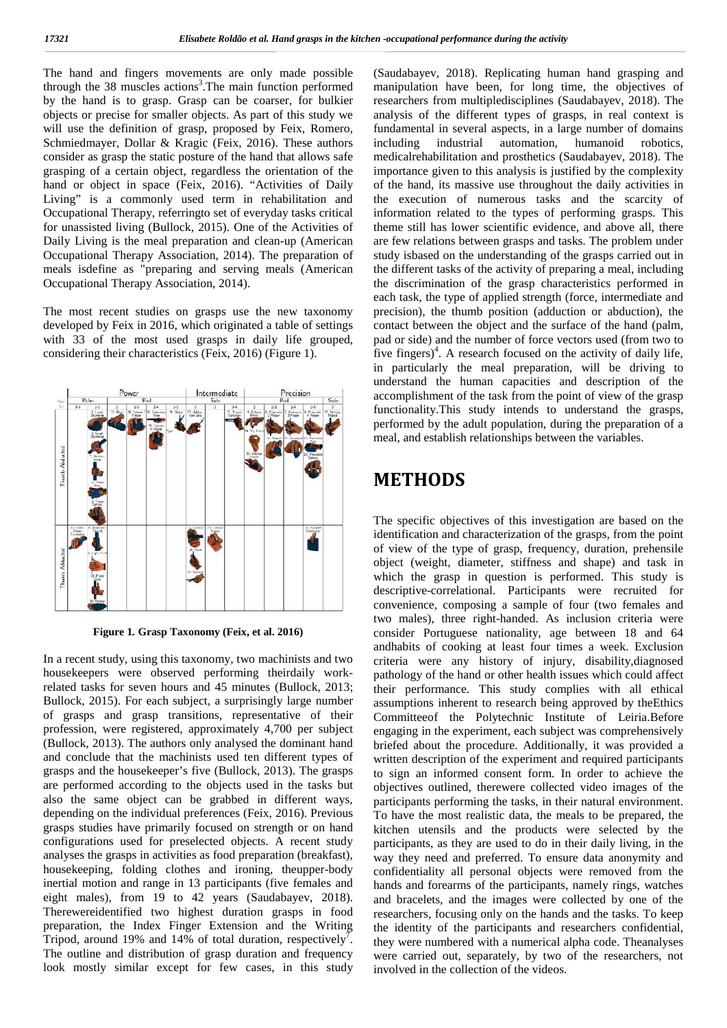The hand and fingers movements are only made possible through the 38 muscles actions[3].The main function performed by the hand is to grasp. Grasp can be coarser, for bulkier objects or precise for smaller objects. As part of this study we will use the definition of grasp, proposed by Feix, Romero, Schmiedmayer, Dollar & Kragic (Feix, 2016). These authors consider as grasp the static posture of the hand that allows safe grasping of a certain object, regardless the orientation of the hand or object in space (Feix, 2016). "Activities of Daily Living" is a commonly used term in rehabilitation and Occupational Therapy, referringto set of everyday tasks critical for unassisted living (Bullock, 2015). One of the Activities of Daily Living is the meal preparation and clean-up (American Occupational Therapy Association, 2014). The preparation of meals isdefine as "preparing and serving meals (American Occupational Therapy Association, 2014).

The most recent studies on grasps use the new taxonomy developed by Feix in 2016, which originated a table of settings with 33 of the most used grasps in daily life grouped, considering their characteristics (Feix, 2016) (Figure 1).

**Figure 1. Grasp Taxonomy (Feix, et al. 2016)**

In a recent study, using this taxonomy, two machinists and two housekeepers were observed performing theirdaily work-related tasks for seven hours and 45 minutes (Bullock, 2013; Bullock, 2015). For each subject, a surprisingly large number of grasps and grasp transitions, representative of their profession, were registered, approximately 4,700 per subject (Bullock, 2013). The authors only analysed the dominant hand and conclude that the machinists used ten different types of grasps and the housekeeper's five (Bullock, 2013). The grasps are performed according to the objects used in the tasks but also the same object can be grabbed in different ways, depending on the individual preferences (Feix, 2016). Previous grasps studies have primarily focused on strength or on hand configurations used for preselected objects. A recent study analyses the grasps in activities as food preparation (breakfast), housekeeping, folding clothes and ironing, theupper-body inertial motion and range in 13 participants (five females and eight males), from 19 to 42 years (Saudabayev, 2018). Therewereidentified two highest duration grasps in food preparation, the Index Finger Extension and the Writing Tripod, around 19% and 14% of total duration, respectively[7]. The outline and distribution of grasp duration and frequency look mostly similar except for few cases, in this study (Saudabayev, 2018). Replicating human hand grasping and manipulation have been, for long time, the objectives of researchers from multipledisciplines (Saudabayev, 2018). The analysis of the different types of grasps, in real context is fundamental in several aspects, in a large number of domains including industrial automation, humanoid robotics, medicalrehabilitation and prosthetics (Saudabayev, 2018). The importance given to this analysis is justified by the complexity of the hand, its massive use throughout the daily activities in the execution of numerous tasks and the scarcity of information related to the types of performing grasps. This theme still has lower scientific evidence, and above all, there are few relations between grasps and tasks. The problem under study isbased on the understanding of the grasps carried out in the different tasks of the activity of preparing a meal, including the discrimination of the grasp characteristics performed in each task, the type of applied strength (force, intermediate and precision), the thumb position (adduction or abduction), the contact between the object and the surface of the hand (palm, pad or side) and the number of force vectors used (from two to five fingers)[4]. A research focused on the activity of daily life, in particularly the meal preparation, will be driving to understand the human capacities and description of the accomplishment of the task from the point of view of the grasp functionality.This study intends to understand the grasps, performed by the adult population, during the preparation of a meal, and establish relationships between the variables.

# METHODS

The specific objectives of this investigation are based on the identification and characterization of the grasps, from the point of view of the type of grasp, frequency, duration, prehensile object (weight, diameter, stiffness and shape) and task in which the grasp in question is performed. This study is descriptive-correlational. Participants were recruited for convenience, composing a sample of four (two females and two males), three right-handed. As inclusion criteria were consider Portuguese nationality, age between 18 and 64 andhabits of cooking at least four times a week. Exclusion criteria were any history of injury, disability,diagnosed pathology of the hand or other health issues which could affect their performance. This study complies with all ethical assumptions inherent to research being approved by theEthics Committeeof the Polytechnic Institute of Leiria.Before engaging in the experiment, each subject was comprehensively briefed about the procedure. Additionally, it was provided a written description of the experiment and required participants to sign an informed consent form. In order to achieve the objectives outlined, therewere collected video images of the participants performing the tasks, in their natural environment. To have the most realistic data, the meals to be prepared, the kitchen utensils and the products were selected by the participants, as they are used to do in their daily living, in the way they need and preferred. To ensure data anonymity and confidentiality all personal objects were removed from the hands and forearms of the participants, namely rings, watches and bracelets, and the images were collected by one of the researchers, focusing only on the hands and the tasks. To keep the identity of the participants and researchers confidential, they were numbered with a numerical alpha code. Theanalyses were carried out, separately, by two of the researchers, not involved in the collection of the videos.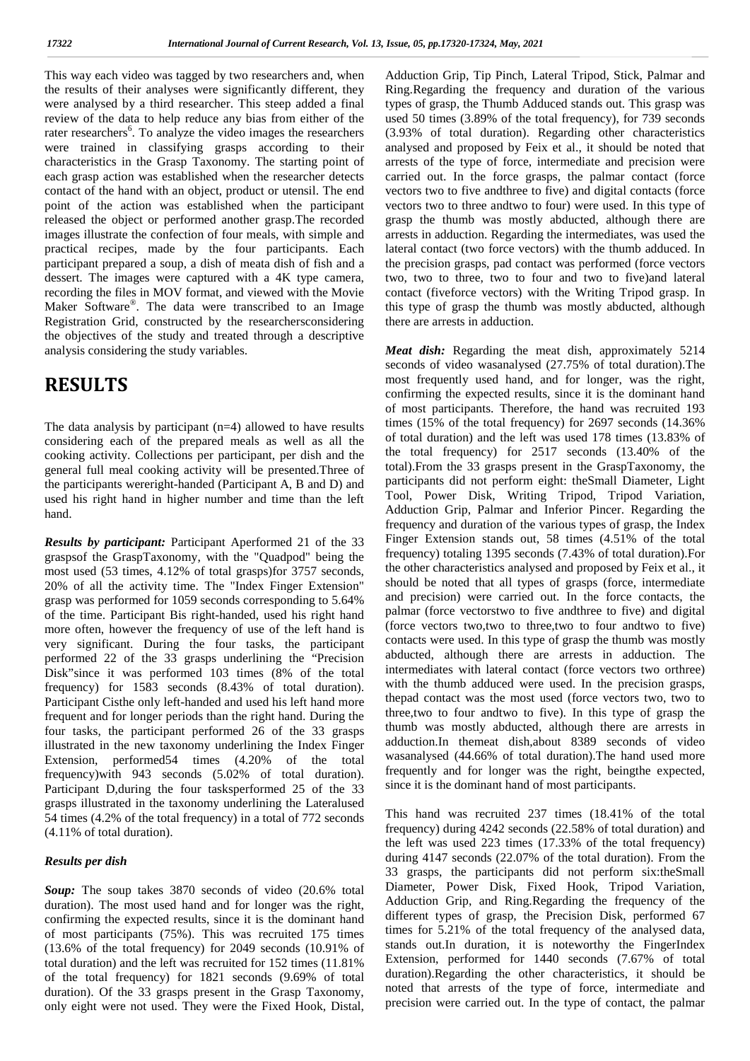This way each video was tagged by two researchers and, when the results of their analyses were significantly different, they were analysed by a third researcher. This steep added a final review of the data to help reduce any bias from either of the rater researchers[6]. To analyze the video images the researchers were trained in classifying grasps according to their characteristics in the Grasp Taxonomy. The starting point of each grasp action was established when the researcher detects contact of the hand with an object, product or utensil. The end point of the action was established when the participant released the object or performed another grasp.The recorded images illustrate the confection of four meals, with simple and practical recipes, made by the four participants. Each participant prepared a soup, a dish of meata dish of fish and a dessert. The images were captured with a 4K type camera, recording the files in MOV format, and viewed with the Movie Maker Software®. The data were transcribed to an Image Registration Grid, constructed by the researchersconsidering the objectives of the study and treated through a descriptive analysis considering the study variables.

# RESULTS

The data analysis by participant (n=4) allowed to have results considering each of the prepared meals as well as all the cooking activity. Collections per participant, per dish and the general full meal cooking activity will be presented.Three of the participants wereright-handed (Participant A, B and D) and used his right hand in higher number and time than the left hand.

***Results by participant:*** Participant Aperformed 21 of the 33 graspsof the GraspTaxonomy, with the "Quadpod" being the most used (53 times, 4.12% of total grasps)for 3757 seconds, 20% of all the activity time. The "Index Finger Extension" grasp was performed for 1059 seconds corresponding to 5.64% of the time. Participant Bis right-handed, used his right hand more often, however the frequency of use of the left hand is very significant. During the four tasks, the participant performed 22 of the 33 grasps underlining the "Precision Disk"since it was performed 103 times (8% of the total frequency) for 1583 seconds (8.43% of total duration). Participant Cisthe only left-handed and used his left hand more frequent and for longer periods than the right hand. During the four tasks, the participant performed 26 of the 33 grasps illustrated in the new taxonomy underlining the Index Finger Extension, performed54 times (4.20% of the total frequency)with 943 seconds (5.02% of total duration). Participant D,during the four tasksperformed 25 of the 33 grasps illustrated in the taxonomy underlining the Lateralused 54 times (4.2% of the total frequency) in a total of 772 seconds (4.11% of total duration).

### *Results per dish*

***Soup:*** The soup takes 3870 seconds of video (20.6% total duration). The most used hand and for longer was the right, confirming the expected results, since it is the dominant hand of most participants (75%). This was recruited 175 times (13.6% of the total frequency) for 2049 seconds (10.91% of total duration) and the left was recruited for 152 times (11.81% of the total frequency) for 1821 seconds (9.69% of total duration). Of the 33 grasps present in the Grasp Taxonomy, only eight were not used. They were the Fixed Hook, Distal, Adduction Grip, Tip Pinch, Lateral Tripod, Stick, Palmar and Ring.Regarding the frequency and duration of the various types of grasp, the Thumb Adduced stands out. This grasp was used 50 times (3.89% of the total frequency), for 739 seconds (3.93% of total duration). Regarding other characteristics analysed and proposed by Feix et al., it should be noted that arrests of the type of force, intermediate and precision were carried out. In the force grasps, the palmar contact (force vectors two to five andthree to five) and digital contacts (force vectors two to three andtwo to four) were used. In this type of grasp the thumb was mostly abducted, although there are arrests in adduction. Regarding the intermediates, was used the lateral contact (two force vectors) with the thumb adduced. In the precision grasps, pad contact was performed (force vectors two, two to three, two to four and two to five)and lateral contact (fiveforce vectors) with the Writing Tripod grasp. In this type of grasp the thumb was mostly abducted, although there are arrests in adduction.

***Meat dish:*** Regarding the meat dish, approximately 5214 seconds of video wasanalysed (27.75% of total duration).The most frequently used hand, and for longer, was the right, confirming the expected results, since it is the dominant hand of most participants. Therefore, the hand was recruited 193 times (15% of the total frequency) for 2697 seconds (14.36% of total duration) and the left was used 178 times (13.83% of the total frequency) for 2517 seconds (13.40% of the total).From the 33 grasps present in the GraspTaxonomy, the participants did not perform eight: theSmall Diameter, Light Tool, Power Disk, Writing Tripod, Tripod Variation, Adduction Grip, Palmar and Inferior Pincer. Regarding the frequency and duration of the various types of grasp, the Index Finger Extension stands out, 58 times (4.51% of the total frequency) totaling 1395 seconds (7.43% of total duration).For the other characteristics analysed and proposed by Feix et al., it should be noted that all types of grasps (force, intermediate and precision) were carried out. In the force contacts, the palmar (force vectorstwo to five andthree to five) and digital (force vectors two,two to three,two to four andtwo to five) contacts were used. In this type of grasp the thumb was mostly abducted, although there are arrests in adduction. The intermediates with lateral contact (force vectors two orthree) with the thumb adduced were used. In the precision grasps, thepad contact was the most used (force vectors two, two to three,two to four andtwo to five). In this type of grasp the thumb was mostly abducted, although there are arrests in adduction.In themeat dish,about 8389 seconds of video wasanalysed (44.66% of total duration).The hand used more frequently and for longer was the right, beingthe expected, since it is the dominant hand of most participants.

This hand was recruited 237 times (18.41% of the total frequency) during 4242 seconds (22.58% of total duration) and the left was used 223 times (17.33% of the total frequency) during 4147 seconds (22.07% of the total duration). From the 33 grasps, the participants did not perform six:theSmall Diameter, Power Disk, Fixed Hook, Tripod Variation, Adduction Grip, and Ring.Regarding the frequency of the different types of grasp, the Precision Disk, performed 67 times for 5.21% of the total frequency of the analysed data, stands out.In duration, it is noteworthy the FingerIndex Extension, performed for 1440 seconds (7.67% of total duration).Regarding the other characteristics, it should be noted that arrests of the type of force, intermediate and precision were carried out. In the type of contact, the palmar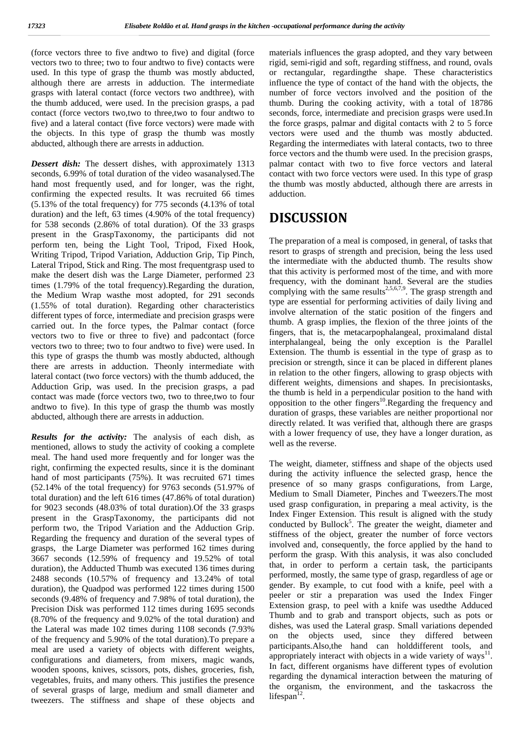(force vectors three to five andtwo to five) and digital (force vectors two to three; two to four andtwo to five) contacts were used. In this type of grasp the thumb was mostly abducted, although there are arrests in adduction. The intermediate grasps with lateral contact (force vectors two andthree), with the thumb adduced, were used. In the precision grasps, a pad contact (force vectors two,two to three,two to four andtwo to five) and a lateral contact (five force vectors) were made with the objects. In this type of grasp the thumb was mostly abducted, although there are arrests in adduction.

***Dessert dish:*** The dessert dishes, with approximately 1313 seconds, 6.99% of total duration of the video wasanalysed.The hand most frequently used, and for longer, was the right, confirming the expected results. It was recruited 66 times (5.13% of the total frequency) for 775 seconds (4.13% of total duration) and the left, 63 times (4.90% of the total frequency) for 538 seconds (2.86% of total duration). Of the 33 grasps present in the GraspTaxonomy, the participants did not perform ten, being the Light Tool, Tripod, Fixed Hook, Writing Tripod, Tripod Variation, Adduction Grip, Tip Pinch, Lateral Tripod, Stick and Ring. The most frequentgrasp used to make the desert dish was the Large Diameter, performed 23 times (1.79% of the total frequency).Regarding the duration, the Medium Wrap wasthe most adopted, for 291 seconds (1.55% of total duration). Regarding other characteristics different types of force, intermediate and precision grasps were carried out. In the force types, the Palmar contact (force vectors two to five or three to five) and padcontact (force vectors two to three; two to four andtwo to five) were used. In this type of grasps the thumb was mostly abducted, although there are arrests in adduction. Theonly intermediate with lateral contact (two force vectors) with the thumb adduced, the Adduction Grip, was used. In the precision grasps, a pad contact was made (force vectors two, two to three,two to four andtwo to five). In this type of grasp the thumb was mostly abducted, although there are arrests in adduction.

***Results for the activity:*** The analysis of each dish, as mentioned, allows to study the activity of cooking a complete meal. The hand used more frequently and for longer was the right, confirming the expected results, since it is the dominant hand of most participants (75%). It was recruited 671 times (52.14% of the total frequency) for 9763 seconds (51.97% of total duration) and the left 616 times (47.86% of total duration) for 9023 seconds (48.03% of total duration).Of the 33 grasps present in the GraspTaxonomy, the participants did not perform two, the Tripod Variation and the Adduction Grip. Regarding the frequency and duration of the several types of grasps, the Large Diameter was performed 162 times during 3667 seconds (12.59% of frequency and 19.52% of total duration), the Adducted Thumb was executed 136 times during 2488 seconds (10.57% of frequency and 13.24% of total duration), the Quadpod was performed 122 times during 1500 seconds (9.48% of frequency and 7.98% of total duration), the Precision Disk was performed 112 times during 1695 seconds (8.70% of the frequency and 9.02% of the total duration) and the Lateral was made 102 times during 1108 seconds (7.93% of the frequency and 5.90% of the total duration).To prepare a meal are used a variety of objects with different weights, configurations and diameters, from mixers, magic wands, wooden spoons, knives, scissors, pots, dishes, groceries, fish, vegetables, fruits, and many others. This justifies the presence of several grasps of large, medium and small diameter and tweezers. The stiffness and shape of these objects and materials influences the grasp adopted, and they vary between rigid, semi-rigid and soft, regarding stiffness, and round, ovals or rectangular, regardingthe shape. These characteristics influence the type of contact of the hand with the objects, the number of force vectors involved and the position of the thumb. During the cooking activity, with a total of 18786 seconds, force, intermediate and precision grasps were used.In the force grasps, palmar and digital contacts with 2 to 5 force vectors were used and the thumb was mostly abducted. Regarding the intermediates with lateral contacts, two to three force vectors and the thumb were used. In the precision grasps, palmar contact with two to five force vectors and lateral contact with two force vectors were used. In this type of grasp the thumb was mostly abducted, although there are arrests in adduction.

## DISCUSSION

The preparation of a meal is composed, in general, of tasks that resort to grasps of strength and precision, being the less used the intermediate with the abducted thumb. The results show that this activity is performed most of the time, and with more frequency, with the dominant hand. Several are the studies complying with the same results[2,5,6,7,9]. The grasp strength and type are essential for performing activities of daily living and involve alternation of the static position of the fingers and thumb. A grasp implies, the flexion of the three joints of the fingers, that is, the metacarpophalangeal, proximaland distal interphalangeal, being the only exception is the Parallel Extension. The thumb is essential in the type of grasp as to precision or strength, since it can be placed in different planes in relation to the other fingers, allowing to grasp objects with different weights, dimensions and shapes. In precisiontasks, the thumb is held in a perpendicular position to the hand with opposition to the other fingers[10].Regarding the frequency and duration of grasps, these variables are neither proportional nor directly related. It was verified that, although there are grasps with a lower frequency of use, they have a longer duration, as well as the reverse.

The weight, diameter, stiffness and shape of the objects used during the activity influence the selected grasp, hence the presence of so many grasps configurations, from Large, Medium to Small Diameter, Pinches and Tweezers.The most used grasp configuration, in preparing a meal activity, is the Index Finger Extension. This result is aligned with the study conducted by Bullock[5]. The greater the weight, diameter and stiffness of the object, greater the number of force vectors involved and, consequently, the force applied by the hand to perform the grasp. With this analysis, it was also concluded that, in order to perform a certain task, the participants performed, mostly, the same type of grasp, regardless of age or gender. By example, to cut food with a knife, peel with a peeler or stir a preparation was used the Index Finger Extension grasp, to peel with a knife was usedthe Adduced Thumb and to grab and transport objects, such as pots or dishes, was used the Lateral grasp. Small variations depended on the objects used, since they differed between participants.Also,the hand can holddifferent tools, and appropriately interact with objects in a wide variety of ways[11]. In fact, different organisms have different types of evolution regarding the dynamical interaction between the maturing of the organism, the environment, and the taskacross the lifespan[12].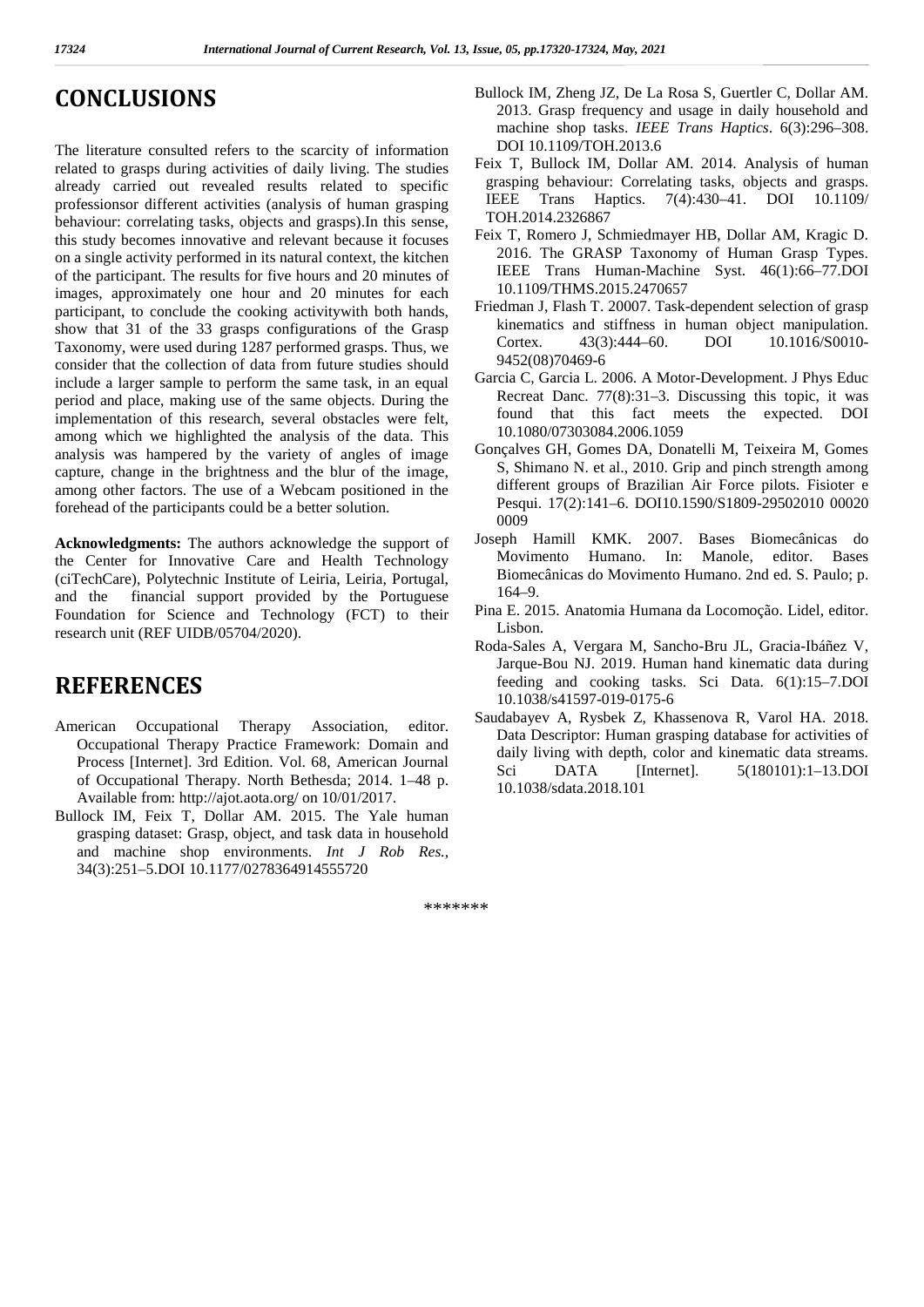# CONCLUSIONS

The literature consulted refers to the scarcity of information related to grasps during activities of daily living. The studies already carried out revealed results related to specific professionsor different activities (analysis of human grasping behaviour: correlating tasks, objects and grasps).In this sense, this study becomes innovative and relevant because it focuses on a single activity performed in its natural context, the kitchen of the participant. The results for five hours and 20 minutes of images, approximately one hour and 20 minutes for each participant, to conclude the cooking activitywith both hands, show that 31 of the 33 grasps configurations of the Grasp Taxonomy, were used during 1287 performed grasps. Thus, we consider that the collection of data from future studies should include a larger sample to perform the same task, in an equal period and place, making use of the same objects. During the implementation of this research, several obstacles were felt, among which we highlighted the analysis of the data. This analysis was hampered by the variety of angles of image capture, change in the brightness and the blur of the image, among other factors. The use of a Webcam positioned in the forehead of the participants could be a better solution.

**Acknowledgments:** The authors acknowledge the support of the Center for Innovative Care and Health Technology (ciTechCare), Polytechnic Institute of Leiria, Leiria, Portugal, and the financial support provided by the Portuguese Foundation for Science and Technology (FCT) to their research unit (REF UIDB/05704/2020).

# REFERENCES

American Occupational Therapy Association, editor. Occupational Therapy Practice Framework: Domain and Process [Internet]. 3rd Edition. Vol. 68, American Journal of Occupational Therapy. North Bethesda; 2014. 1–48 p. Available from: http://ajot.aota.org/ on 10/01/2017.

Bullock IM, Feix T, Dollar AM. 2015. The Yale human grasping dataset: Grasp, object, and task data in household and machine shop environments. *Int J Rob Res.*, 34(3):251–5.DOI 10.1177/0278364914555720

Bullock IM, Zheng JZ, De La Rosa S, Guertler C, Dollar AM. 2013. Grasp frequency and usage in daily household and machine shop tasks. *IEEE Trans Haptics*. 6(3):296–308. DOI 10.1109/TOH.2013.6

Feix T, Bullock IM, Dollar AM. 2014. Analysis of human grasping behaviour: Correlating tasks, objects and grasps. IEEE Trans Haptics. 7(4):430–41. DOI 10.1109/ TOH.2014.2326867

Feix T, Romero J, Schmiedmayer HB, Dollar AM, Kragic D. 2016. The GRASP Taxonomy of Human Grasp Types. IEEE Trans Human-Machine Syst. 46(1):66–77.DOI 10.1109/THMS.2015.2470657

Friedman J, Flash T. 20007. Task-dependent selection of grasp kinematics and stiffness in human object manipulation. Cortex. 43(3):444–60. DOI 10.1016/S0010-9452(08)70469-6

Garcia C, Garcia L. 2006. A Motor-Development. J Phys Educ Recreat Danc. 77(8):31–3. Discussing this topic, it was found that this fact meets the expected. DOI 10.1080/07303084.2006.1059

Gonçalves GH, Gomes DA, Donatelli M, Teixeira M, Gomes S, Shimano N. et al., 2010. Grip and pinch strength among different groups of Brazilian Air Force pilots. Fisioter e Pesqui. 17(2):141–6. DOI10.1590/S1809-29502010 00020 0009

Joseph Hamill KMK. 2007. Bases Biomecânicas do Movimento Humano. In: Manole, editor. Bases Biomecânicas do Movimento Humano. 2nd ed. S. Paulo; p. 164–9.

Pina E. 2015. Anatomia Humana da Locomoção. Lidel, editor. Lisbon.

Roda-Sales A, Vergara M, Sancho-Bru JL, Gracia-Ibáñez V, Jarque-Bou NJ. 2019. Human hand kinematic data during feeding and cooking tasks. Sci Data. 6(1):15–7.DOI 10.1038/s41597-019-0175-6

Saudabayev A, Rysbek Z, Khassenova R, Varol HA. 2018. Data Descriptor: Human grasping database for activities of daily living with depth, color and kinematic data streams. Sci DATA [Internet]. 5(180101):1–13.DOI 10.1038/sdata.2018.101

*******